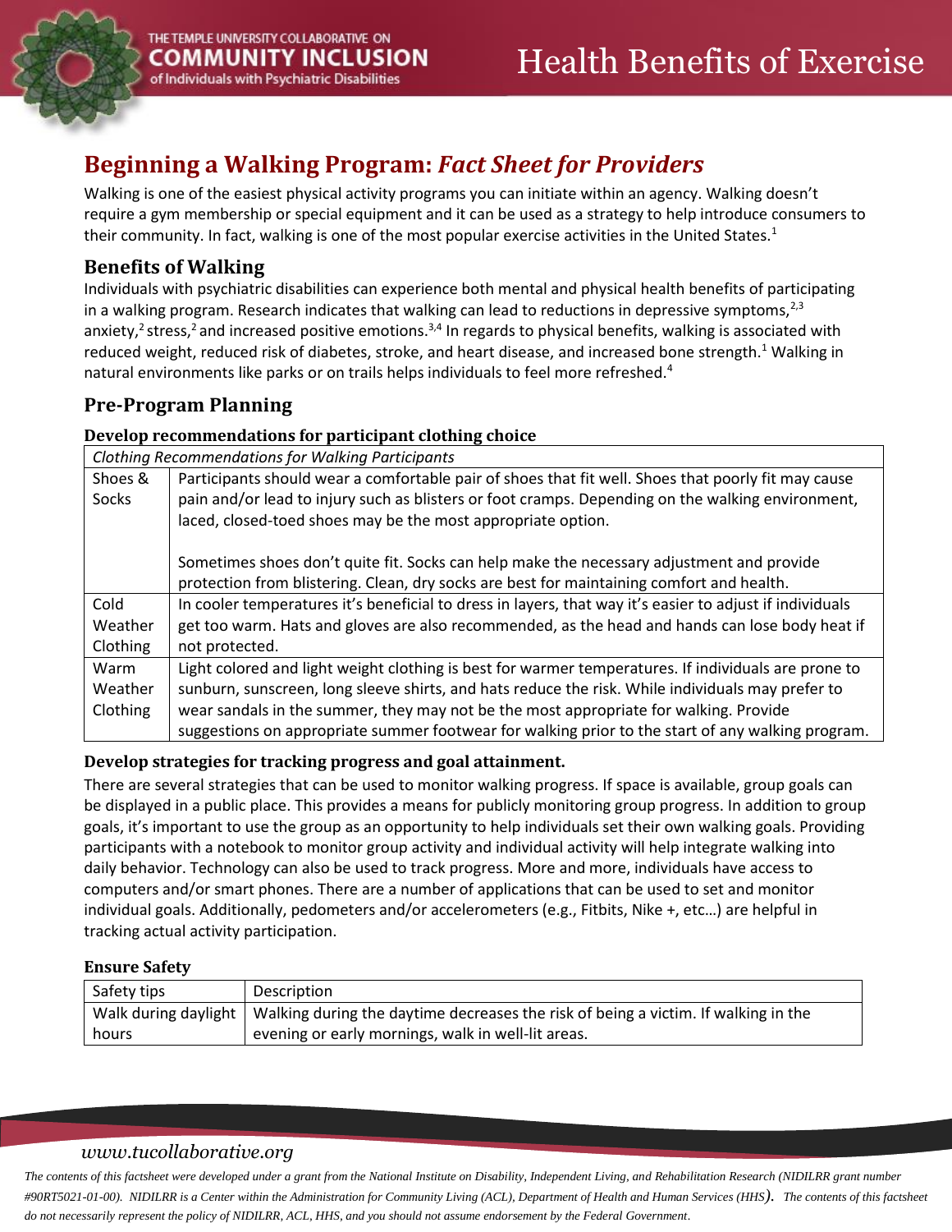# Beginning a Walking Program: *Fact Sheet for Providers*

Walking is one of the easiest physical activity programs you can initiate within an agency. Walking doesn't require a gym membership or special equipment and it can be used as a strategy to help introduce consumers to their community. In fact, walking is one of the most popular exercise activities in the United States.[1]

## Benefits of Walking

Individuals with psychiatric disabilities can experience both mental and physical health benefits of participating in a walking program. Research indicates that walking can lead to reductions in depressive symptoms,[2,3] anxiety,[2] stress,[2] and increased positive emotions.[3,4] In regards to physical benefits, walking is associated with reduced weight, reduced risk of diabetes, stroke, and heart disease, and increased bone strength.[1] Walking in natural environments like parks or on trails helps individuals to feel more refreshed.[4]

## Pre-Program Planning

### Develop recommendations for participant clothing choice

| *Clothing Recommendations for Walking Participants* | |
|---|---|
| Shoes & Socks | Participants should wear a comfortable pair of shoes that fit well. Shoes that poorly fit may cause pain and/or lead to injury such as blisters or foot cramps. Depending on the walking environment, laced, closed-toed shoes may be the most appropriate option.<br><br>Sometimes shoes don't quite fit. Socks can help make the necessary adjustment and provide protection from blistering. Clean, dry socks are best for maintaining comfort and health. |
| Cold Weather Clothing | In cooler temperatures it's beneficial to dress in layers, that way it's easier to adjust if individuals get too warm. Hats and gloves are also recommended, as the head and hands can lose body heat if not protected. |
| Warm Weather Clothing | Light colored and light weight clothing is best for warmer temperatures. If individuals are prone to sunburn, sunscreen, long sleeve shirts, and hats reduce the risk. While individuals may prefer to wear sandals in the summer, they may not be the most appropriate for walking. Provide suggestions on appropriate summer footwear for walking prior to the start of any walking program. |

### Develop strategies for tracking progress and goal attainment.

There are several strategies that can be used to monitor walking progress. If space is available, group goals can be displayed in a public place. This provides a means for publicly monitoring group progress. In addition to group goals, it's important to use the group as an opportunity to help individuals set their own walking goals. Providing participants with a notebook to monitor group activity and individual activity will help integrate walking into daily behavior. Technology can also be used to track progress. More and more, individuals have access to computers and/or smart phones. There are a number of applications that can be used to set and monitor individual goals. Additionally, pedometers and/or accelerometers (e.g., Fitbits, Nike +, etc…) are helpful in tracking actual activity participation.

### Ensure Safety

| Safety tips | Description |
|---|---|
| Walk during daylight hours | Walking during the daytime decreases the risk of being a victim. If walking in the evening or early mornings, walk in well-lit areas. |

*www.tucollaborative.org*

*The contents of this factsheet were developed under a grant from the National Institute on Disability, Independent Living, and Rehabilitation Research (NIDILRR grant number #90RT5021-01-00). NIDILRR is a Center within the Administration for Community Living (ACL), Department of Health and Human Services (HHS). The contents of this factsheet do not necessarily represent the policy of NIDILRR, ACL, HHS, and you should not assume endorsement by the Federal Government.*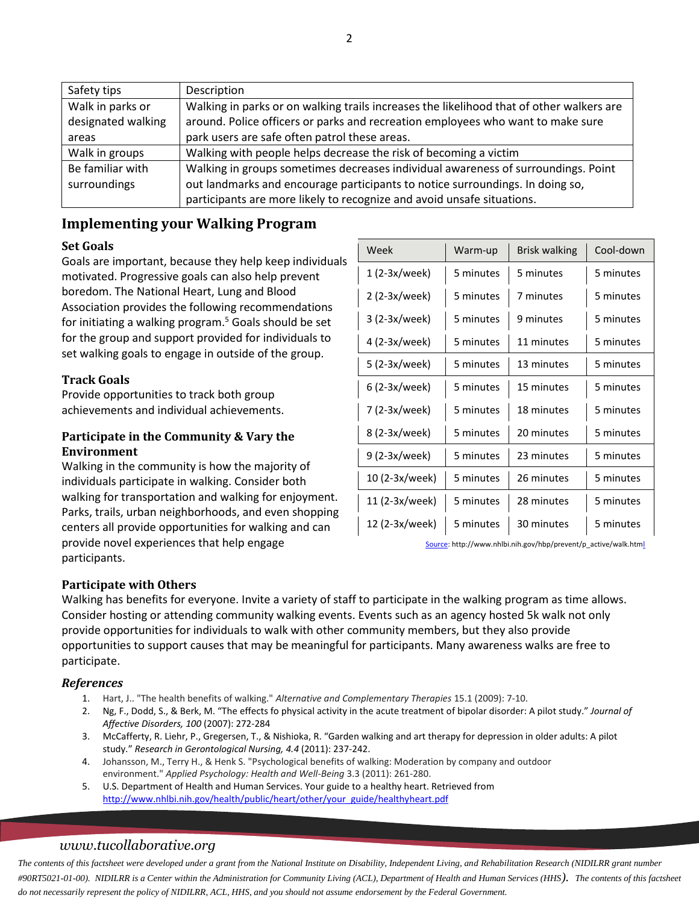| Safety tips | Description |
|---|---|
| Walk in parks or designated walking areas | Walking in parks or on walking trails increases the likelihood that of other walkers are around. Police officers or parks and recreation employees who want to make sure park users are safe often patrol these areas. |
| Walk in groups | Walking with people helps decrease the risk of becoming a victim |
| Be familiar with surroundings | Walking in groups sometimes decreases individual awareness of surroundings. Point out landmarks and encourage participants to notice surroundings. In doing so, participants are more likely to recognize and avoid unsafe situations. |

## Implementing your Walking Program

### Set Goals

Goals are important, because they help keep individuals motivated. Progressive goals can also help prevent boredom. The National Heart, Lung and Blood Association provides the following recommendations for initiating a walking program.[5] Goals should be set for the group and support provided for individuals to set walking goals to engage in outside of the group.

| Week | Warm-up | Brisk walking | Cool-down |
|---|---|---|---|
| 1 (2-3x/week) | 5 minutes | 5 minutes | 5 minutes |
| 2 (2-3x/week) | 5 minutes | 7 minutes | 5 minutes |
| 3 (2-3x/week) | 5 minutes | 9 minutes | 5 minutes |
| 4 (2-3x/week) | 5 minutes | 11 minutes | 5 minutes |
| 5 (2-3x/week) | 5 minutes | 13 minutes | 5 minutes |
| 6 (2-3x/week) | 5 minutes | 15 minutes | 5 minutes |
| 7 (2-3x/week) | 5 minutes | 18 minutes | 5 minutes |
| 8 (2-3x/week) | 5 minutes | 20 minutes | 5 minutes |
| 9 (2-3x/week) | 5 minutes | 23 minutes | 5 minutes |
| 10 (2-3x/week) | 5 minutes | 26 minutes | 5 minutes |
| 11 (2-3x/week) | 5 minutes | 28 minutes | 5 minutes |
| 12 (2-3x/week) | 5 minutes | 30 minutes | 5 minutes |

Source: http://www.nhlbi.nih.gov/hbp/prevent/p_active/walk.html

### Track Goals

Provide opportunities to track both group achievements and individual achievements.

### Participate in the Community & Vary the Environment

Walking in the community is how the majority of individuals participate in walking. Consider both walking for transportation and walking for enjoyment. Parks, trails, urban neighborhoods, and even shopping centers all provide opportunities for walking and can provide novel experiences that help engage participants.

### Participate with Others

Walking has benefits for everyone. Invite a variety of staff to participate in the walking program as time allows. Consider hosting or attending community walking events. Events such as an agency hosted 5k walk not only provide opportunities for individuals to walk with other community members, but they also provide opportunities to support causes that may be meaningful for participants. Many awareness walks are free to participate.

### *References*

1. Hart, J.. "The health benefits of walking." *Alternative and Complementary Therapies* 15.1 (2009): 7-10.
2. Ng, F., Dodd, S., & Berk, M. "The effects fo physical activity in the acute treatment of bipolar disorder: A pilot study." *Journal of Affective Disorders, 100* (2007): 272-284
3. McCafferty, R. Liehr, P., Gregersen, T., & Nishioka, R. "Garden walking and art therapy for depression in older adults: A pilot study." *Research in Gerontological Nursing, 4.4* (2011): 237-242.
4. Johansson, M., Terry H., & Henk S. "Psychological benefits of walking: Moderation by company and outdoor environment." *Applied Psychology: Health and Well-Being* 3.3 (2011): 261-280.
5. U.S. Department of Health and Human Services. Your guide to a healthy heart. Retrieved from http://www.nhlbi.nih.gov/health/public/heart/other/your_guide/healthyheart.pdf

*www.tucollaborative.org*

*The contents of this factsheet were developed under a grant from the National Institute on Disability, Independent Living, and Rehabilitation Research (NIDILRR grant number #90RT5021-01-00). NIDILRR is a Center within the Administration for Community Living (ACL), Department of Health and Human Services (HHS). The contents of this factsheet do not necessarily represent the policy of NIDILRR, ACL, HHS, and you should not assume endorsement by the Federal Government.*